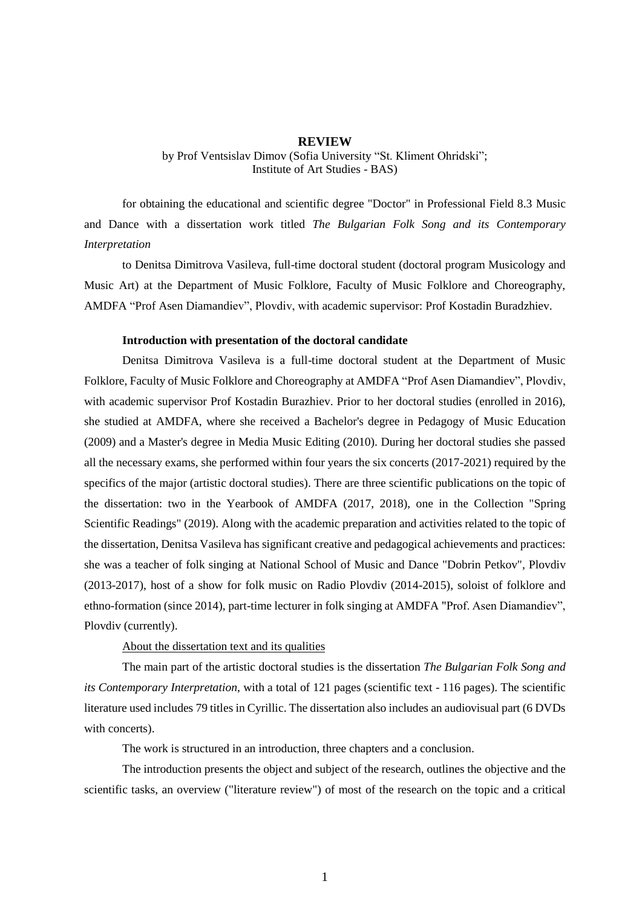# REVIEW

by Prof Ventsislav Dimov (Sofia University "St. Kliment Ohridski";
Institute of Art Studies - BAS)

for obtaining the educational and scientific degree "Doctor" in Professional Field 8.3 Music and Dance with a dissertation work titled *The Bulgarian Folk Song and its Contemporary Interpretation*

to Denitsa Dimitrova Vasileva, full-time doctoral student (doctoral program Musicology and Music Art) at the Department of Music Folklore, Faculty of Music Folklore and Choreography, AMDFA "Prof Asen Diamandiev", Plovdiv, with academic supervisor: Prof Kostadin Buradzhiev.

**Introduction with presentation of the doctoral candidate**

Denitsa Dimitrova Vasileva is a full-time doctoral student at the Department of Music Folklore, Faculty of Music Folklore and Choreography at AMDFA "Prof Asen Diamandiev", Plovdiv, with academic supervisor Prof Kostadin Burazhiev. Prior to her doctoral studies (enrolled in 2016), she studied at AMDFA, where she received a Bachelor's degree in Pedagogy of Music Education (2009) and a Master's degree in Media Music Editing (2010). During her doctoral studies she passed all the necessary exams, she performed within four years the six concerts (2017-2021) required by the specifics of the major (artistic doctoral studies). There are three scientific publications on the topic of the dissertation: two in the Yearbook of AMDFA (2017, 2018), one in the Collection "Spring Scientific Readings" (2019). Along with the academic preparation and activities related to the topic of the dissertation, Denitsa Vasileva has significant creative and pedagogical achievements and practices: she was a teacher of folk singing at National School of Music and Dance "Dobrin Petkov", Plovdiv (2013-2017), host of a show for folk music on Radio Plovdiv (2014-2015), soloist of folklore and ethno-formation (since 2014), part-time lecturer in folk singing at AMDFA "Prof. Asen Diamandiev", Plovdiv (currently).

<u>About the dissertation text and its qualities</u>

The main part of the artistic doctoral studies is the dissertation *The Bulgarian Folk Song and its Contemporary Interpretation*, with a total of 121 pages (scientific text - 116 pages). The scientific literature used includes 79 titles in Cyrillic. The dissertation also includes an audiovisual part (6 DVDs with concerts).

The work is structured in an introduction, three chapters and a conclusion.

The introduction presents the object and subject of the research, outlines the objective and the scientific tasks, an overview ("literature review") of most of the research on the topic and a critical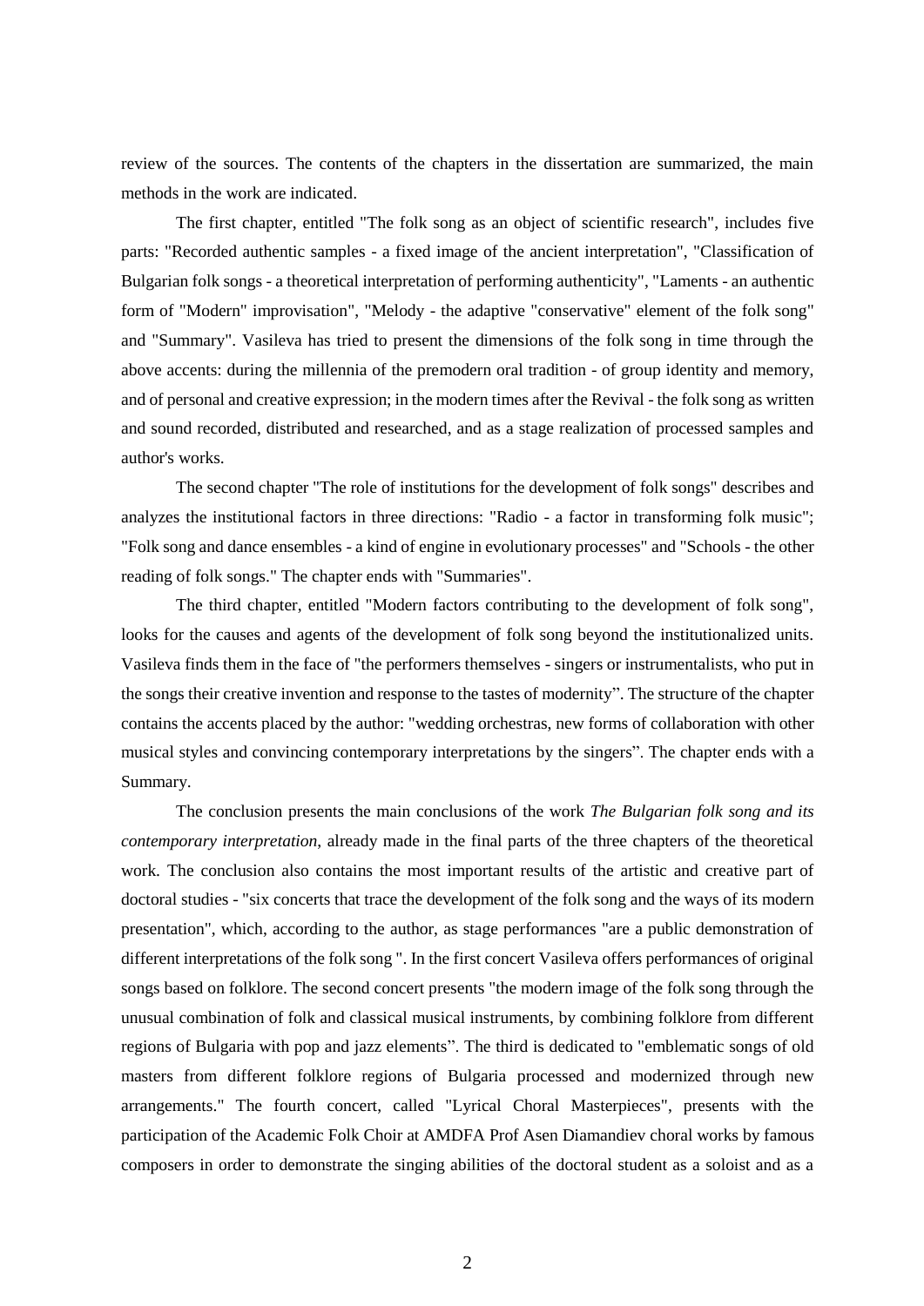review of the sources. The contents of the chapters in the dissertation are summarized, the main methods in the work are indicated.

The first chapter, entitled "The folk song as an object of scientific research", includes five parts: "Recorded authentic samples - a fixed image of the ancient interpretation", "Classification of Bulgarian folk songs - a theoretical interpretation of performing authenticity", "Laments - an authentic form of "Modern" improvisation", "Melody - the adaptive "conservative" element of the folk song" and "Summary". Vasileva has tried to present the dimensions of the folk song in time through the above accents: during the millennia of the premodern oral tradition - of group identity and memory, and of personal and creative expression; in the modern times after the Revival - the folk song as written and sound recorded, distributed and researched, and as a stage realization of processed samples and author's works.

The second chapter "The role of institutions for the development of folk songs" describes and analyzes the institutional factors in three directions: "Radio - a factor in transforming folk music"; "Folk song and dance ensembles - a kind of engine in evolutionary processes" and "Schools - the other reading of folk songs." The chapter ends with "Summaries".

The third chapter, entitled "Modern factors contributing to the development of folk song", looks for the causes and agents of the development of folk song beyond the institutionalized units. Vasileva finds them in the face of "the performers themselves - singers or instrumentalists, who put in the songs their creative invention and response to the tastes of modernity". The structure of the chapter contains the accents placed by the author: "wedding orchestras, new forms of collaboration with other musical styles and convincing contemporary interpretations by the singers". The chapter ends with a Summary.

The conclusion presents the main conclusions of the work *The Bulgarian folk song and its contemporary interpretation*, already made in the final parts of the three chapters of the theoretical work. The conclusion also contains the most important results of the artistic and creative part of doctoral studies - "six concerts that trace the development of the folk song and the ways of its modern presentation", which, according to the author, as stage performances "are a public demonstration of different interpretations of the folk song ". In the first concert Vasileva offers performances of original songs based on folklore. The second concert presents "the modern image of the folk song through the unusual combination of folk and classical musical instruments, by combining folklore from different regions of Bulgaria with pop and jazz elements". The third is dedicated to "emblematic songs of old masters from different folklore regions of Bulgaria processed and modernized through new arrangements." The fourth concert, called "Lyrical Choral Masterpieces", presents with the participation of the Academic Folk Choir at AMDFA Prof Asen Diamandiev choral works by famous composers in order to demonstrate the singing abilities of the doctoral student as a soloist and as a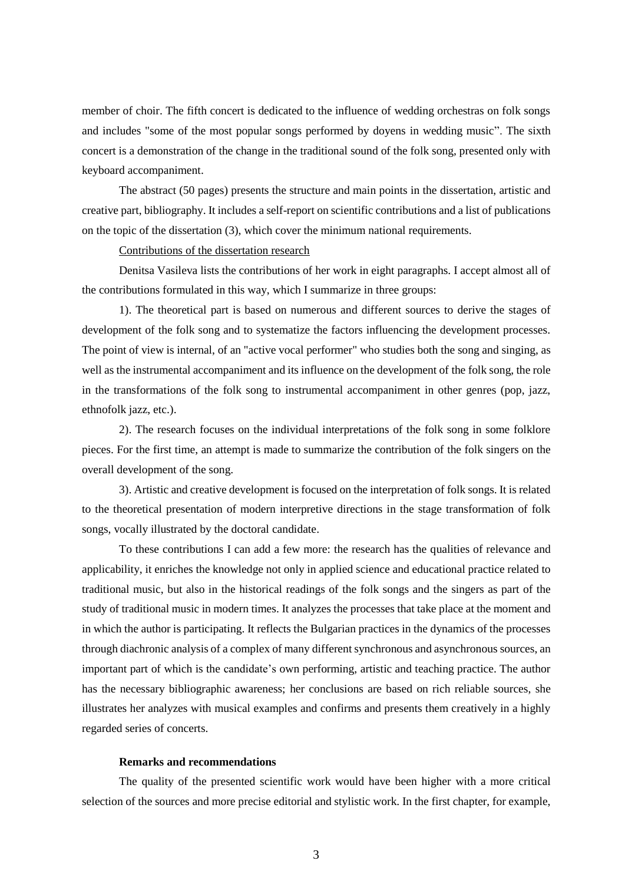member of choir. The fifth concert is dedicated to the influence of wedding orchestras on folk songs and includes "some of the most popular songs performed by doyens in wedding music". The sixth concert is a demonstration of the change in the traditional sound of the folk song, presented only with keyboard accompaniment.

The abstract (50 pages) presents the structure and main points in the dissertation, artistic and creative part, bibliography. It includes a self-report on scientific contributions and a list of publications on the topic of the dissertation (3), which cover the minimum national requirements.

Contributions of the dissertation research

Denitsa Vasileva lists the contributions of her work in eight paragraphs. I accept almost all of the contributions formulated in this way, which I summarize in three groups:

1). The theoretical part is based on numerous and different sources to derive the stages of development of the folk song and to systematize the factors influencing the development processes. The point of view is internal, of an "active vocal performer" who studies both the song and singing, as well as the instrumental accompaniment and its influence on the development of the folk song, the role in the transformations of the folk song to instrumental accompaniment in other genres (pop, jazz, ethnofolk jazz, etc.).

2). The research focuses on the individual interpretations of the folk song in some folklore pieces. For the first time, an attempt is made to summarize the contribution of the folk singers on the overall development of the song.

3). Artistic and creative development is focused on the interpretation of folk songs. It is related to the theoretical presentation of modern interpretive directions in the stage transformation of folk songs, vocally illustrated by the doctoral candidate.

To these contributions I can add a few more: the research has the qualities of relevance and applicability, it enriches the knowledge not only in applied science and educational practice related to traditional music, but also in the historical readings of the folk songs and the singers as part of the study of traditional music in modern times. It analyzes the processes that take place at the moment and in which the author is participating. It reflects the Bulgarian practices in the dynamics of the processes through diachronic analysis of a complex of many different synchronous and asynchronous sources, an important part of which is the candidate's own performing, artistic and teaching practice. The author has the necessary bibliographic awareness; her conclusions are based on rich reliable sources, she illustrates her analyzes with musical examples and confirms and presents them creatively in a highly regarded series of concerts.

**Remarks and recommendations**

The quality of the presented scientific work would have been higher with a more critical selection of the sources and more precise editorial and stylistic work. In the first chapter, for example,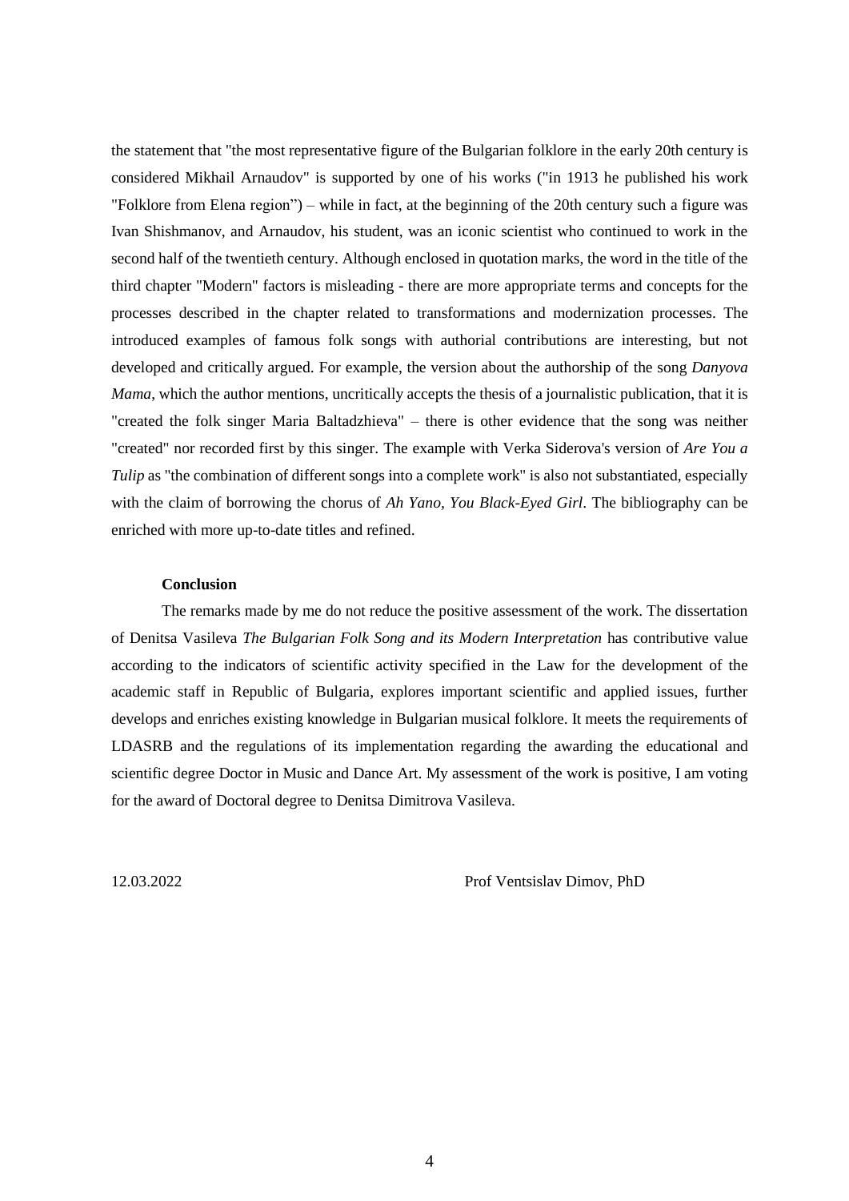the statement that "the most representative figure of the Bulgarian folklore in the early 20th century is considered Mikhail Arnaudov" is supported by one of his works ("in 1913 he published his work "Folklore from Elena region") – while in fact, at the beginning of the 20th century such a figure was Ivan Shishmanov, and Arnaudov, his student, was an iconic scientist who continued to work in the second half of the twentieth century. Although enclosed in quotation marks, the word in the title of the third chapter "Modern" factors is misleading - there are more appropriate terms and concepts for the processes described in the chapter related to transformations and modernization processes. The introduced examples of famous folk songs with authorial contributions are interesting, but not developed and critically argued. For example, the version about the authorship of the song *Danyova Mama*, which the author mentions, uncritically accepts the thesis of a journalistic publication, that it is "created the folk singer Maria Baltadzhieva" – there is other evidence that the song was neither "created" nor recorded first by this singer. The example with Verka Siderova's version of *Are You a Tulip* as "the combination of different songs into a complete work" is also not substantiated, especially with the claim of borrowing the chorus of *Ah Yano, You Black-Eyed Girl*. The bibliography can be enriched with more up-to-date titles and refined.

**Conclusion**

The remarks made by me do not reduce the positive assessment of the work. The dissertation of Denitsa Vasileva *The Bulgarian Folk Song and its Modern Interpretation* has contributive value according to the indicators of scientific activity specified in the Law for the development of the academic staff in Republic of Bulgaria, explores important scientific and applied issues, further develops and enriches existing knowledge in Bulgarian musical folklore. It meets the requirements of LDASRB and the regulations of its implementation regarding the awarding the educational and scientific degree Doctor in Music and Dance Art. My assessment of the work is positive, I am voting for the award of Doctoral degree to Denitsa Dimitrova Vasileva.

12.03.2022 Prof Ventsislav Dimov, PhD